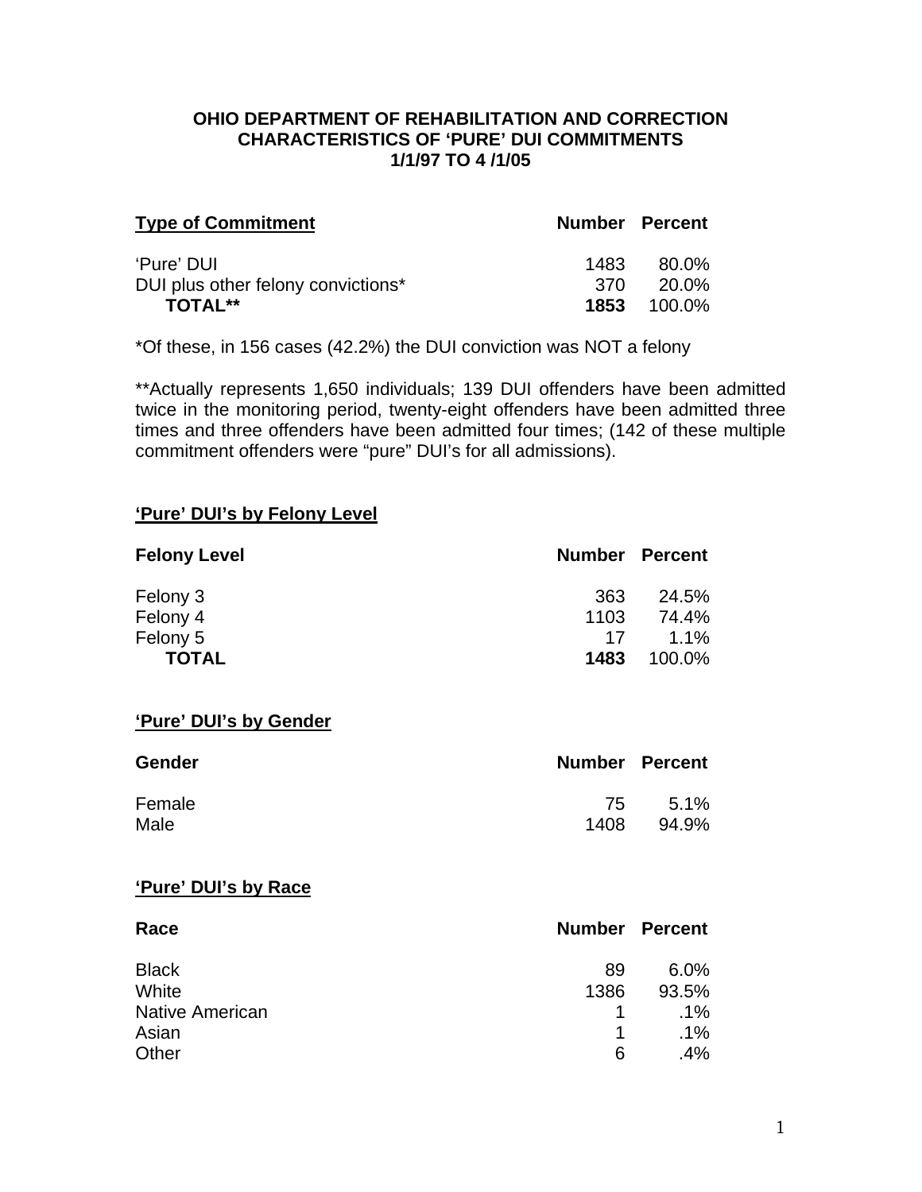# OHIO DEPARTMENT OF REHABILITATION AND CORRECTION
## CHARACTERISTICS OF 'PURE' DUI COMMITMENTS
### 1/1/97 TO 4 /1/05

| Type of Commitment | Number | Percent |
|---|---|---|
| 'Pure' DUI | 1483 | 80.0% |
| DUI plus other felony convictions* | 370 | 20.0% |
| **TOTAL**** | **1853** | 100.0% |

*Of these, in 156 cases (42.2%) the DUI conviction was NOT a felony

**Actually represents 1,650 individuals; 139 DUI offenders have been admitted twice in the monitoring period, twenty-eight offenders have been admitted three times and three offenders have been admitted four times; (142 of these multiple commitment offenders were "pure" DUI's for all admissions).

**'Pure' DUI's by Felony Level**

| Felony Level | Number | Percent |
|---|---|---|
| Felony 3 | 363 | 24.5% |
| Felony 4 | 1103 | 74.4% |
| Felony 5 | 17 | 1.1% |
| **TOTAL** | **1483** | 100.0% |

**'Pure' DUI's by Gender**

| Gender | Number | Percent |
|---|---|---|
| Female | 75 | 5.1% |
| Male | 1408 | 94.9% |

**'Pure' DUI's by Race**

| Race | Number | Percent |
|---|---|---|
| Black | 89 | 6.0% |
| White | 1386 | 93.5% |
| Native American | 1 | .1% |
| Asian | 1 | .1% |
| Other | 6 | .4% |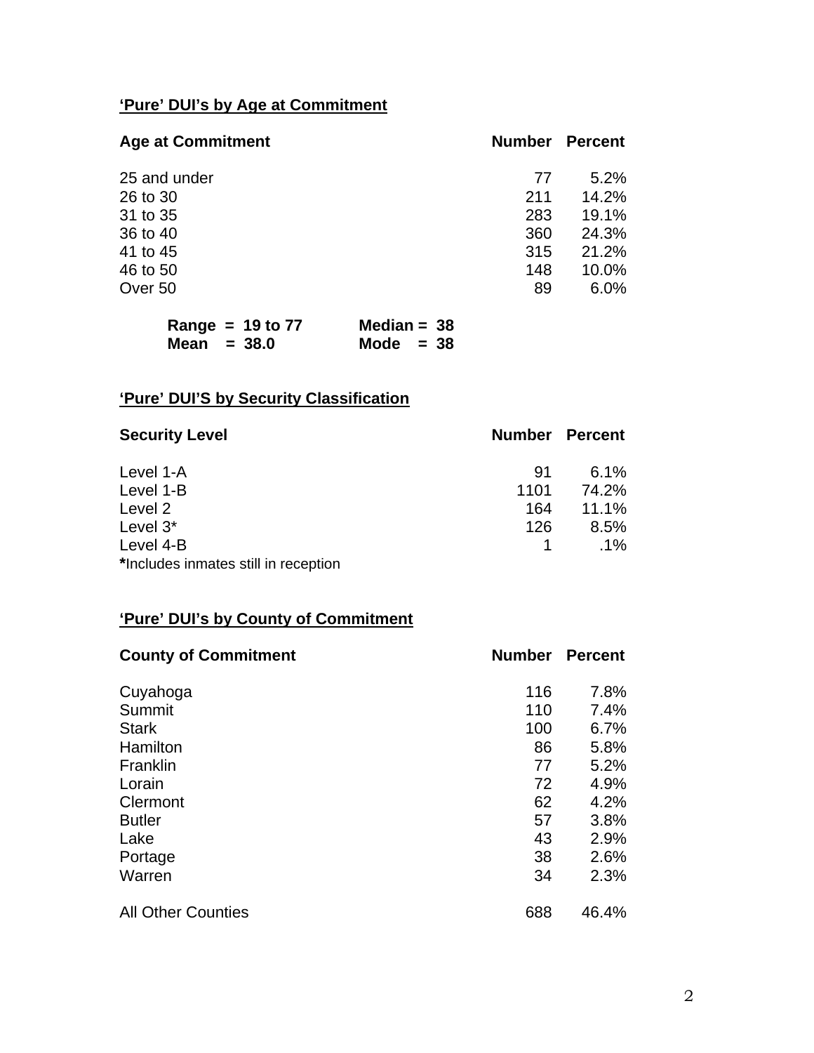## 'Pure' DUI's by Age at Commitment

| Age at Commitment | Number | Percent |
|---|---|---|
| 25 and under | 77 | 5.2% |
| 26 to 30 | 211 | 14.2% |
| 31 to 35 | 283 | 19.1% |
| 36 to 40 | 360 | 24.3% |
| 41 to 45 | 315 | 21.2% |
| 46 to 50 | 148 | 10.0% |
| Over 50 | 89 | 6.0% |

**Range = 19 to 77** &nbsp;&nbsp;&nbsp;&nbsp; **Median = 38**
**Mean = 38.0** &nbsp;&nbsp;&nbsp;&nbsp; **Mode = 38**

## 'Pure' DUI'S by Security Classification

| Security Level | Number | Percent |
|---|---|---|
| Level 1-A | 91 | 6.1% |
| Level 1-B | 1101 | 74.2% |
| Level 2 | 164 | 11.1% |
| Level 3* | 126 | 8.5% |
| Level 4-B | 1 | .1% |

**\***Includes inmates still in reception

## 'Pure' DUI's by County of Commitment

| County of Commitment | Number | Percent |
|---|---|---|
| Cuyahoga | 116 | 7.8% |
| Summit | 110 | 7.4% |
| Stark | 100 | 6.7% |
| Hamilton | 86 | 5.8% |
| Franklin | 77 | 5.2% |
| Lorain | 72 | 4.9% |
| Clermont | 62 | 4.2% |
| Butler | 57 | 3.8% |
| Lake | 43 | 2.9% |
| Portage | 38 | 2.6% |
| Warren | 34 | 2.3% |
| All Other Counties | 688 | 46.4% |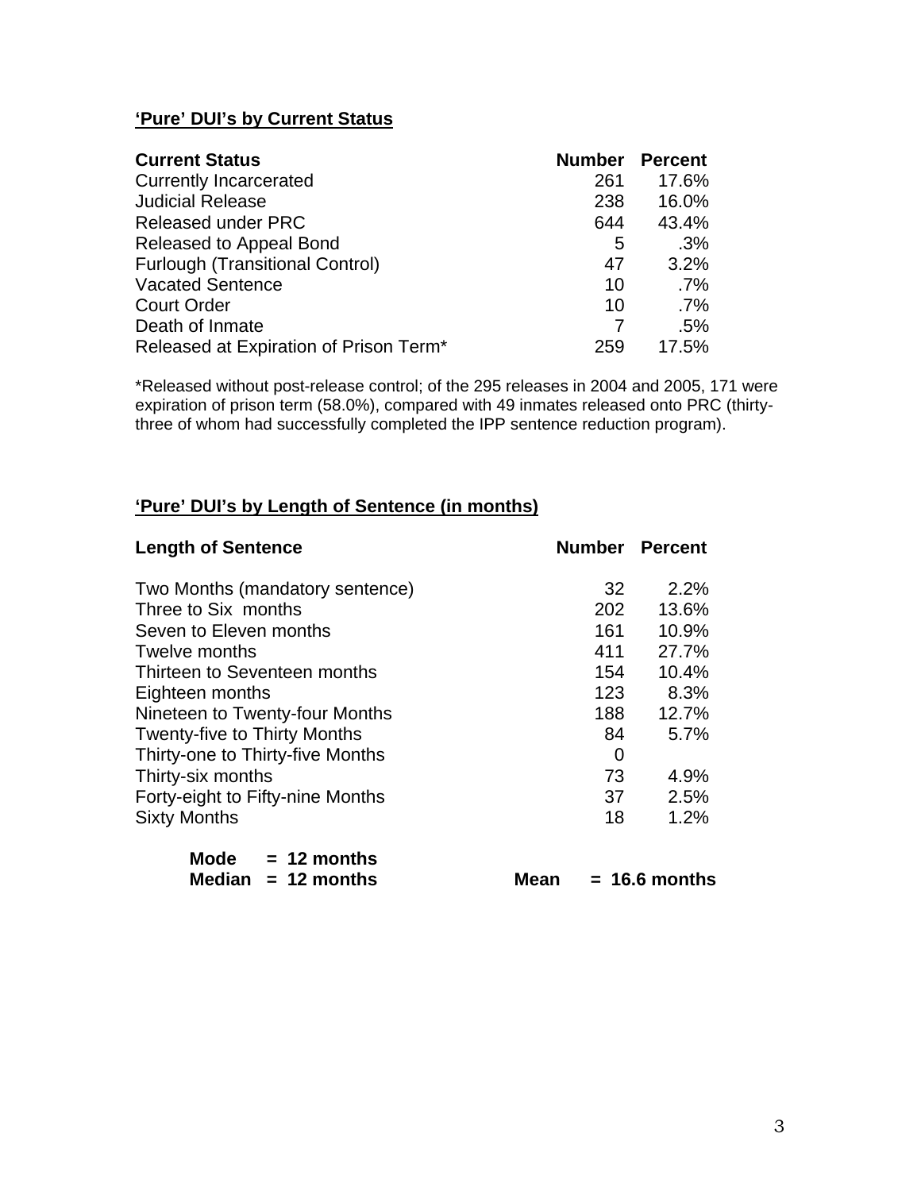## 'Pure' DUI's by Current Status

| Current Status | Number | Percent |
|---|---|---|
| Currently Incarcerated | 261 | 17.6% |
| Judicial Release | 238 | 16.0% |
| Released under PRC | 644 | 43.4% |
| Released to Appeal Bond | 5 | .3% |
| Furlough (Transitional Control) | 47 | 3.2% |
| Vacated Sentence | 10 | .7% |
| Court Order | 10 | .7% |
| Death of Inmate | 7 | .5% |
| Released at Expiration of Prison Term* | 259 | 17.5% |

*Released without post-release control; of the 295 releases in 2004 and 2005, 171 were expiration of prison term (58.0%), compared with 49 inmates released onto PRC (thirty-three of whom had successfully completed the IPP sentence reduction program).

## 'Pure' DUI's by Length of Sentence (in months)

| Length of Sentence | Number | Percent |
|---|---|---|
| Two Months (mandatory sentence) | 32 | 2.2% |
| Three to Six months | 202 | 13.6% |
| Seven to Eleven months | 161 | 10.9% |
| Twelve months | 411 | 27.7% |
| Thirteen to Seventeen months | 154 | 10.4% |
| Eighteen months | 123 | 8.3% |
| Nineteen to Twenty-four Months | 188 | 12.7% |
| Twenty-five to Thirty Months | 84 | 5.7% |
| Thirty-one to Thirty-five Months | 0 | |
| Thirty-six months | 73 | 4.9% |
| Forty-eight to Fifty-nine Months | 37 | 2.5% |
| Sixty Months | 18 | 1.2% |

**Mode = 12 months**
**Median = 12 months** **Mean = 16.6 months**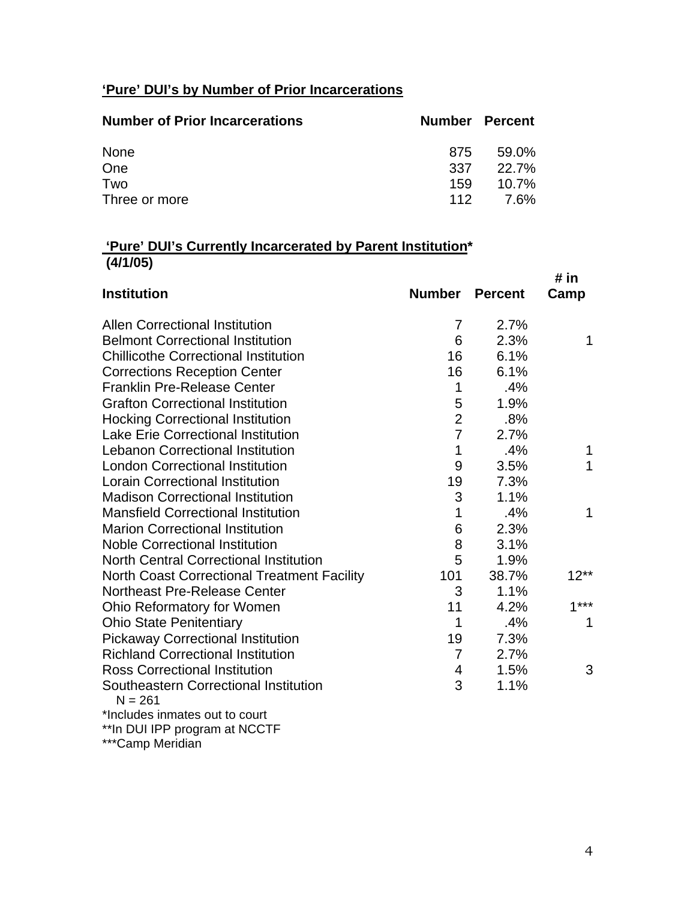## 'Pure' DUI's by Number of Prior Incarcerations

| Number of Prior Incarcerations | Number | Percent |
|---|---|---|
| None | 875 | 59.0% |
| One | 337 | 22.7% |
| Two | 159 | 10.7% |
| Three or more | 112 | 7.6% |

## 'Pure' DUI's Currently Incarcerated by Parent Institution* (4/1/05)

| Institution | Number | Percent | # in Camp |
|---|---|---|---|
| Allen Correctional Institution | 7 | 2.7% | |
| Belmont Correctional Institution | 6 | 2.3% | 1 |
| Chillicothe Correctional Institution | 16 | 6.1% | |
| Corrections Reception Center | 16 | 6.1% | |
| Franklin Pre-Release Center | 1 | .4% | |
| Grafton Correctional Institution | 5 | 1.9% | |
| Hocking Correctional Institution | 2 | .8% | |
| Lake Erie Correctional Institution | 7 | 2.7% | |
| Lebanon Correctional Institution | 1 | .4% | 1 |
| London Correctional Institution | 9 | 3.5% | 1 |
| Lorain Correctional Institution | 19 | 7.3% | |
| Madison Correctional Institution | 3 | 1.1% | |
| Mansfield Correctional Institution | 1 | .4% | 1 |
| Marion Correctional Institution | 6 | 2.3% | |
| Noble Correctional Institution | 8 | 3.1% | |
| North Central Correctional Institution | 5 | 1.9% | |
| North Coast Correctional Treatment Facility | 101 | 38.7% | 12** |
| Northeast Pre-Release Center | 3 | 1.1% | |
| Ohio Reformatory for Women | 11 | 4.2% | 1*** |
| Ohio State Penitentiary | 1 | .4% | 1 |
| Pickaway Correctional Institution | 19 | 7.3% | |
| Richland Correctional Institution | 7 | 2.7% | |
| Ross Correctional Institution | 4 | 1.5% | 3 |
| Southeastern Correctional Institution | 3 | 1.1% | |

N = 261

*Includes inmates out to court

**In DUI IPP program at NCCTF

***Camp Meridian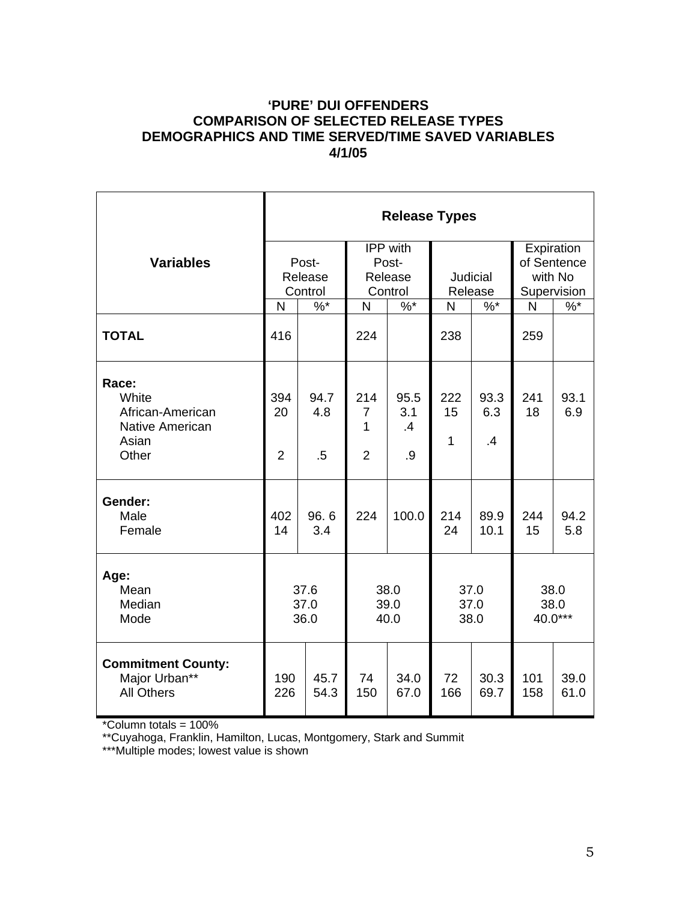**'PURE' DUI OFFENDERS**
**COMPARISON OF SELECTED RELEASE TYPES**
**DEMOGRAPHICS AND TIME SERVED/TIME SAVED VARIABLES**
**4/1/05**

| **Variables** | **Release Types** | | | | | | | |
|---|---|---|---|---|---|---|---|---|
| | Post-Release Control | | IPP with Post-Release Control | | Judicial Release | | Expiration of Sentence with No Supervision | |
| | N | %* | N | %* | N | %* | N | %* |
| **TOTAL** | 416 | | 224 | | 238 | | 259 | |
| **Race:** | | | | | | | | |
| White | 394 | 94.7 | 214 | 95.5 | 222 | 93.3 | 241 | 93.1 |
| African-American | 20 | 4.8 | 7 | 3.1 | 15 | 6.3 | 18 | 6.9 |
| Native American | | | 1 | .4 | | | | |
| Asian | | | | | 1 | .4 | | |
| Other | 2 | .5 | 2 | .9 | | | | |
| **Gender:** | | | | | | | | |
| Male | 402 | 96. 6 | 224 | 100.0 | 214 | 89.9 | 244 | 94.2 |
| Female | 14 | 3.4 | | | 24 | 10.1 | 15 | 5.8 |
| **Age:** | | | | | | | | |
| Mean | 37.6 | | 38.0 | | 37.0 | | 38.0 | |
| Median | 37.0 | | 39.0 | | 37.0 | | 38.0 | |
| Mode | 36.0 | | 40.0 | | 38.0 | | 40.0*** | |
| **Commitment County:** | | | | | | | | |
| Major Urban** | 190 | 45.7 | 74 | 34.0 | 72 | 30.3 | 101 | 39.0 |
| All Others | 226 | 54.3 | 150 | 67.0 | 166 | 69.7 | 158 | 61.0 |

*Column totals = 100%
**Cuyahoga, Franklin, Hamilton, Lucas, Montgomery, Stark and Summit
***Multiple modes; lowest value is shown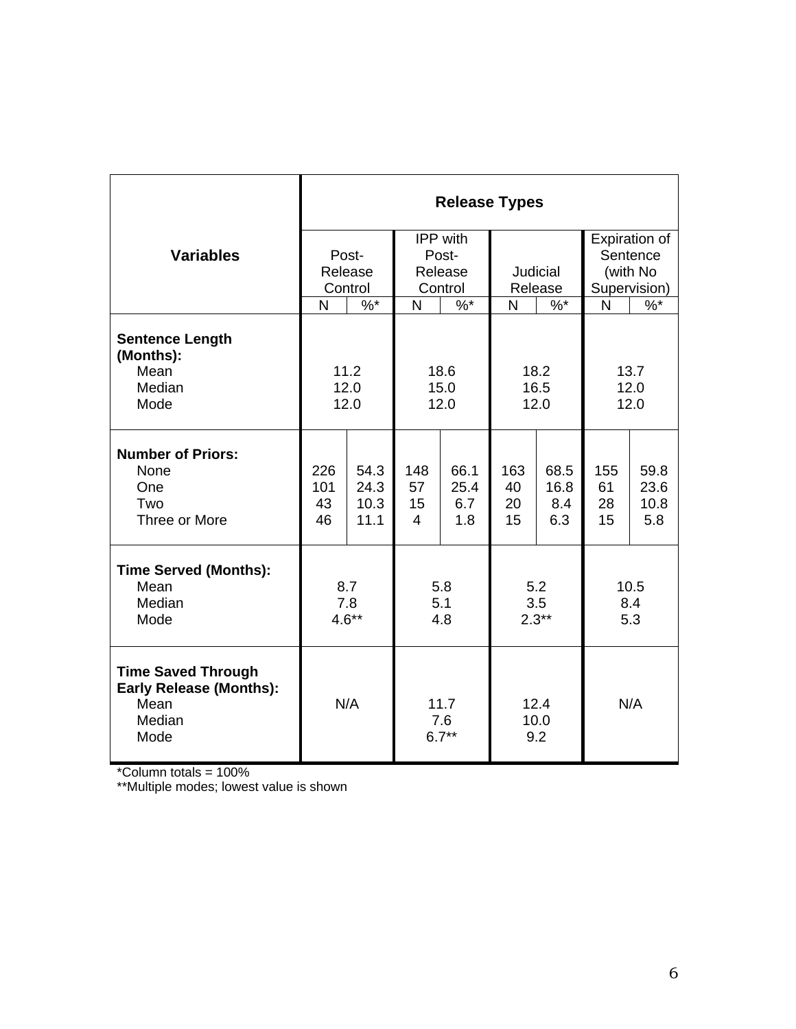| Variables | Release Types | | | | | | | |
|---|---|---|---|---|---|---|---|---|
| | Post-Release Control | | IPP with Post-Release Control | | Judicial Release | | Expiration of Sentence (with No Supervision) | |
| | N | %* | N | %* | N | %* | N | %* |
| **Sentence Length (Months):** | | | | | | | | |
| Mean | 11.2 | | 18.6 | | 18.2 | | 13.7 | |
| Median | 12.0 | | 15.0 | | 16.5 | | 12.0 | |
| Mode | 12.0 | | 12.0 | | 12.0 | | 12.0 | |
| **Number of Priors:** | | | | | | | | |
| None | 226 | 54.3 | 148 | 66.1 | 163 | 68.5 | 155 | 59.8 |
| One | 101 | 24.3 | 57 | 25.4 | 40 | 16.8 | 61 | 23.6 |
| Two | 43 | 10.3 | 15 | 6.7 | 20 | 8.4 | 28 | 10.8 |
| Three or More | 46 | 11.1 | 4 | 1.8 | 15 | 6.3 | 15 | 5.8 |
| **Time Served (Months):** | | | | | | | | |
| Mean | 8.7 | | 5.8 | | 5.2 | | 10.5 | |
| Median | 7.8 | | 5.1 | | 3.5 | | 8.4 | |
| Mode | 4.6** | | 4.8 | | 2.3** | | 5.3 | |
| **Time Saved Through Early Release (Months):** | | | | | | | | |
| Mean | N/A | | 11.7 | | 12.4 | | N/A | |
| Median | | | 7.6 | | 10.0 | | | |
| Mode | | | 6.7** | | 9.2 | | | |

*Column totals = 100%

**Multiple modes; lowest value is shown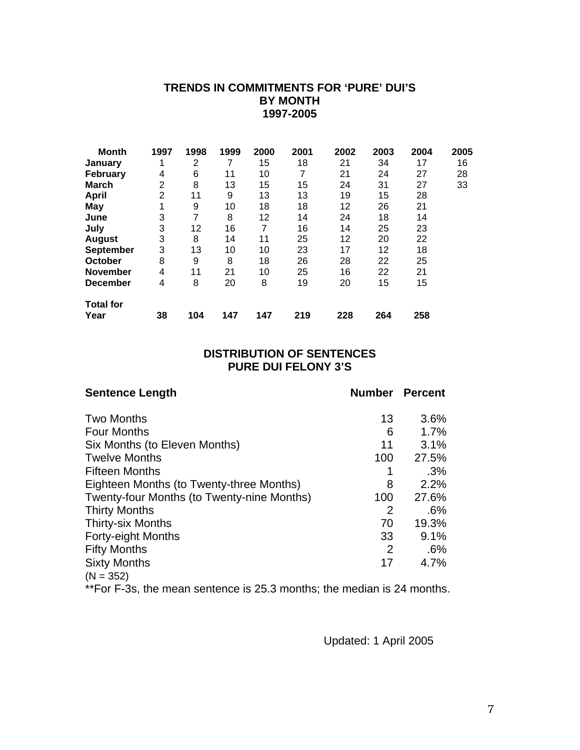## TRENDS IN COMMITMENTS FOR 'PURE' DUI'S BY MONTH 1997-2005

| Month | 1997 | 1998 | 1999 | 2000 | 2001 | 2002 | 2003 | 2004 | 2005 |
|---|---|---|---|---|---|---|---|---|---|
| **January** | 1 | 2 | 7 | 15 | 18 | 21 | 34 | 17 | 16 |
| **February** | 4 | 6 | 11 | 10 | 7 | 21 | 24 | 27 | 28 |
| **March** | 2 | 8 | 13 | 15 | 15 | 24 | 31 | 27 | 33 |
| **April** | 2 | 11 | 9 | 13 | 13 | 19 | 15 | 28 | |
| **May** | 1 | 9 | 10 | 18 | 18 | 12 | 26 | 21 | |
| **June** | 3 | 7 | 8 | 12 | 14 | 24 | 18 | 14 | |
| **July** | 3 | 12 | 16 | 7 | 16 | 14 | 25 | 23 | |
| **August** | 3 | 8 | 14 | 11 | 25 | 12 | 20 | 22 | |
| **September** | 3 | 13 | 10 | 10 | 23 | 17 | 12 | 18 | |
| **October** | 8 | 9 | 8 | 18 | 26 | 28 | 22 | 25 | |
| **November** | 4 | 11 | 21 | 10 | 25 | 16 | 22 | 21 | |
| **December** | 4 | 8 | 20 | 8 | 19 | 20 | 15 | 15 | |
| **Total for Year** | **38** | **104** | **147** | **147** | **219** | **228** | **264** | **258** | |

## DISTRIBUTION OF SENTENCES PURE DUI FELONY 3'S

| Sentence Length | Number | Percent |
|---|---|---|
| Two Months | 13 | 3.6% |
| Four Months | 6 | 1.7% |
| Six Months (to Eleven Months) | 11 | 3.1% |
| Twelve Months | 100 | 27.5% |
| Fifteen Months | 1 | .3% |
| Eighteen Months (to Twenty-three Months) | 8 | 2.2% |
| Twenty-four Months (to Twenty-nine Months) | 100 | 27.6% |
| Thirty Months | 2 | .6% |
| Thirty-six Months | 70 | 19.3% |
| Forty-eight Months | 33 | 9.1% |
| Fifty Months | 2 | .6% |
| Sixty Months | 17 | 4.7% |

(N = 352)

**For F-3s, the mean sentence is 25.3 months; the median is 24 months.

Updated: 1 April 2005